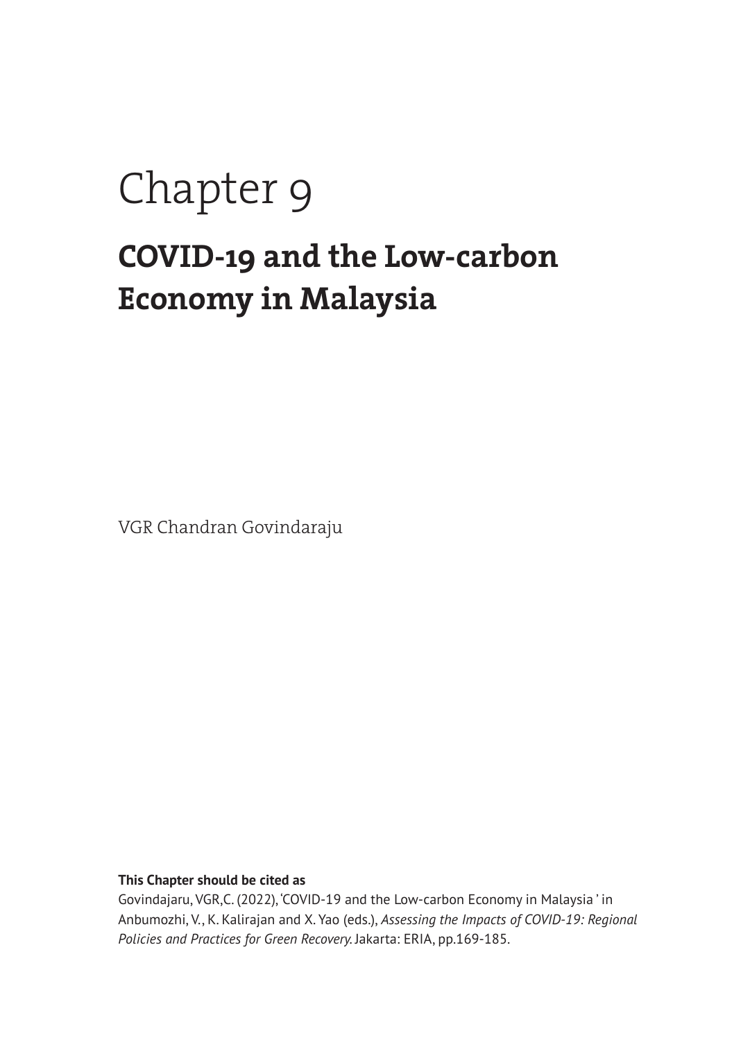# Chapter 9

## COVID-19 and the Low-carbon Economy in Malaysia

VGR Chandran Govindaraju

**This Chapter should be cited as**

Govindajaru, VGR,C. (2022), 'COVID-19 and the Low-carbon Economy in Malaysia ' in Anbumozhi, V., K. Kalirajan and X. Yao (eds.), *Assessing the Impacts of COVID-19: Regional Policies and Practices for Green Recovery.* Jakarta: ERIA, pp.169-185.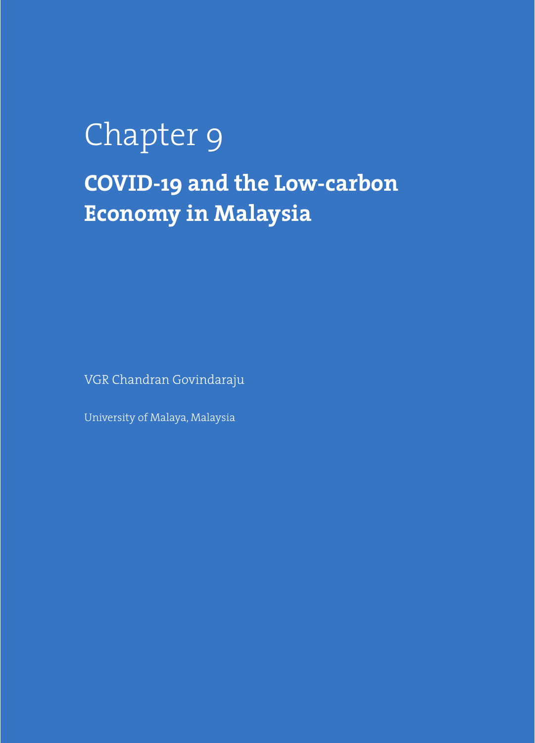# Chapter 9

## COVID-19 and the Low-carbon Economy in Malaysia

VGR Chandran Govindaraju

University of Malaya, Malaysia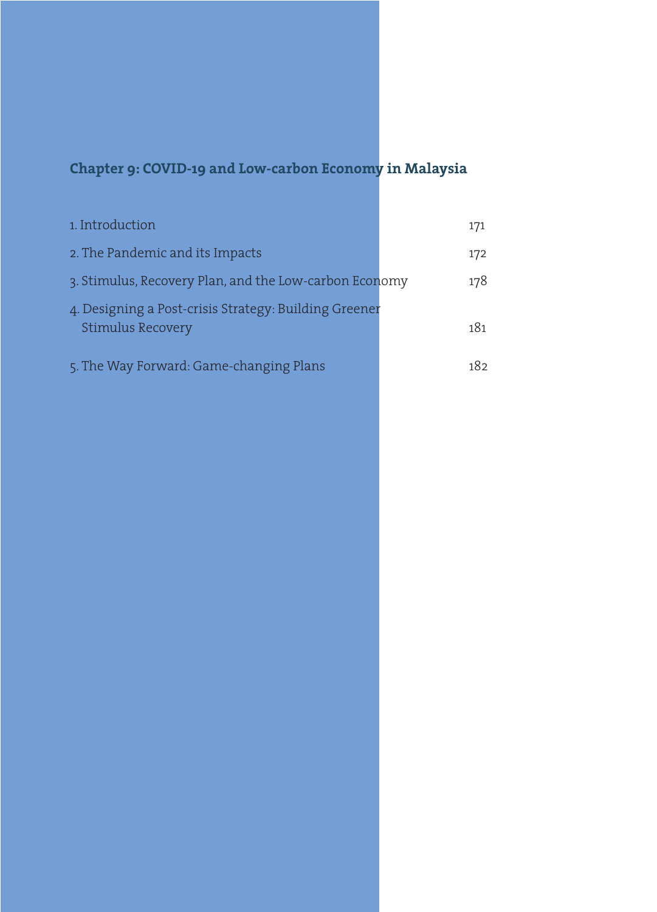## Chapter 9: COVID-19 and Low-carbon Economy in Malaysia

| | |
|---|---|
| 1. Introduction | 171 |
| 2. The Pandemic and its Impacts | 172 |
| 3. Stimulus, Recovery Plan, and the Low-carbon Economy | 178 |
| 4. Designing a Post-crisis Strategy: Building Greener Stimulus Recovery | 181 |
| 5. The Way Forward: Game-changing Plans | 182 |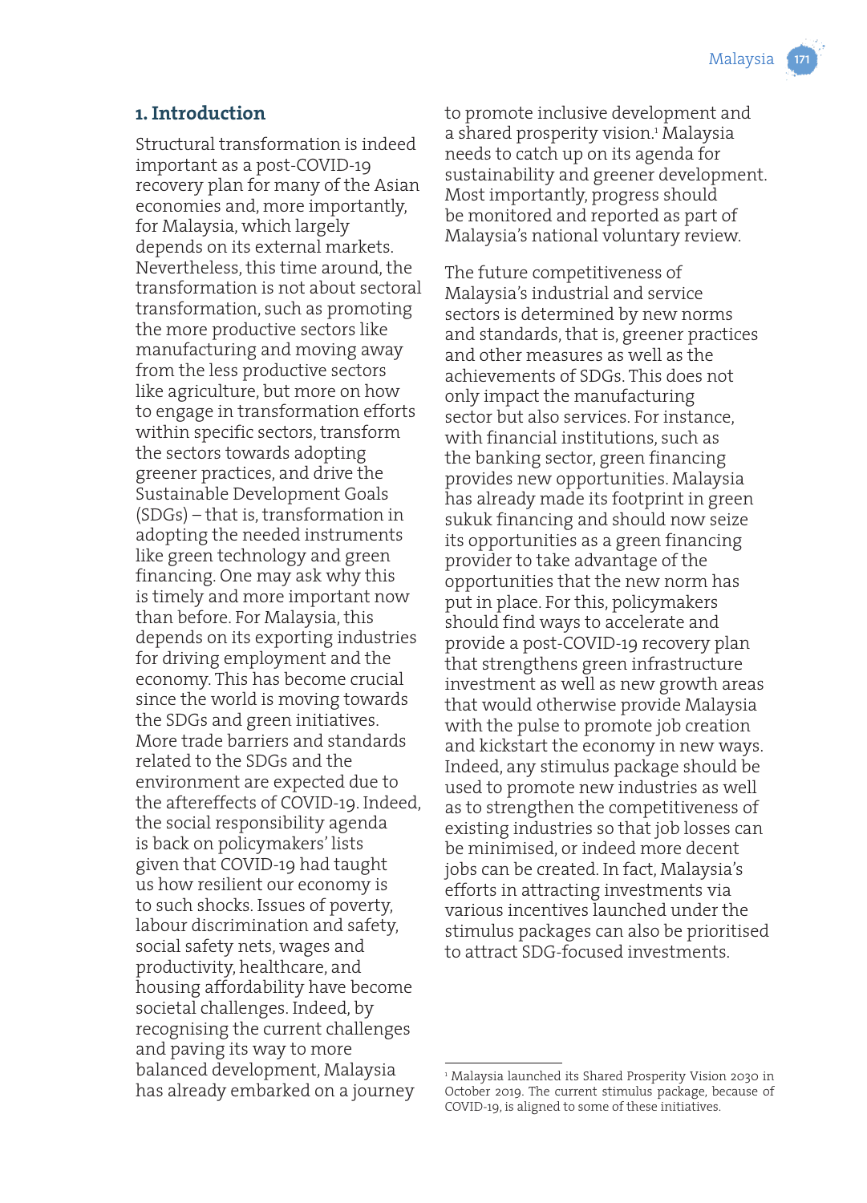## 1. Introduction

Structural transformation is indeed important as a post-COVID-19 recovery plan for many of the Asian economies and, more importantly, for Malaysia, which largely depends on its external markets. Nevertheless, this time around, the transformation is not about sectoral transformation, such as promoting the more productive sectors like manufacturing and moving away from the less productive sectors like agriculture, but more on how to engage in transformation efforts within specific sectors, transform the sectors towards adopting greener practices, and drive the Sustainable Development Goals (SDGs) – that is, transformation in adopting the needed instruments like green technology and green financing. One may ask why this is timely and more important now than before. For Malaysia, this depends on its exporting industries for driving employment and the economy. This has become crucial since the world is moving towards the SDGs and green initiatives. More trade barriers and standards related to the SDGs and the environment are expected due to the aftereffects of COVID-19. Indeed, the social responsibility agenda is back on policymakers' lists given that COVID-19 had taught us how resilient our economy is to such shocks. Issues of poverty, labour discrimination and safety, social safety nets, wages and productivity, healthcare, and housing affordability have become societal challenges. Indeed, by recognising the current challenges and paving its way to more balanced development, Malaysia has already embarked on a journey to promote inclusive development and a shared prosperity vision.[1] Malaysia needs to catch up on its agenda for sustainability and greener development. Most importantly, progress should be monitored and reported as part of Malaysia's national voluntary review.

The future competitiveness of Malaysia's industrial and service sectors is determined by new norms and standards, that is, greener practices and other measures as well as the achievements of SDGs. This does not only impact the manufacturing sector but also services. For instance, with financial institutions, such as the banking sector, green financing provides new opportunities. Malaysia has already made its footprint in green sukuk financing and should now seize its opportunities as a green financing provider to take advantage of the opportunities that the new norm has put in place. For this, policymakers should find ways to accelerate and provide a post-COVID-19 recovery plan that strengthens green infrastructure investment as well as new growth areas that would otherwise provide Malaysia with the pulse to promote job creation and kickstart the economy in new ways. Indeed, any stimulus package should be used to promote new industries as well as to strengthen the competitiveness of existing industries so that job losses can be minimised, or indeed more decent jobs can be created. In fact, Malaysia's efforts in attracting investments via various incentives launched under the stimulus packages can also be prioritised to attract SDG-focused investments.

[1] Malaysia launched its Shared Prosperity Vision 2030 in October 2019. The current stimulus package, because of COVID-19, is aligned to some of these initiatives.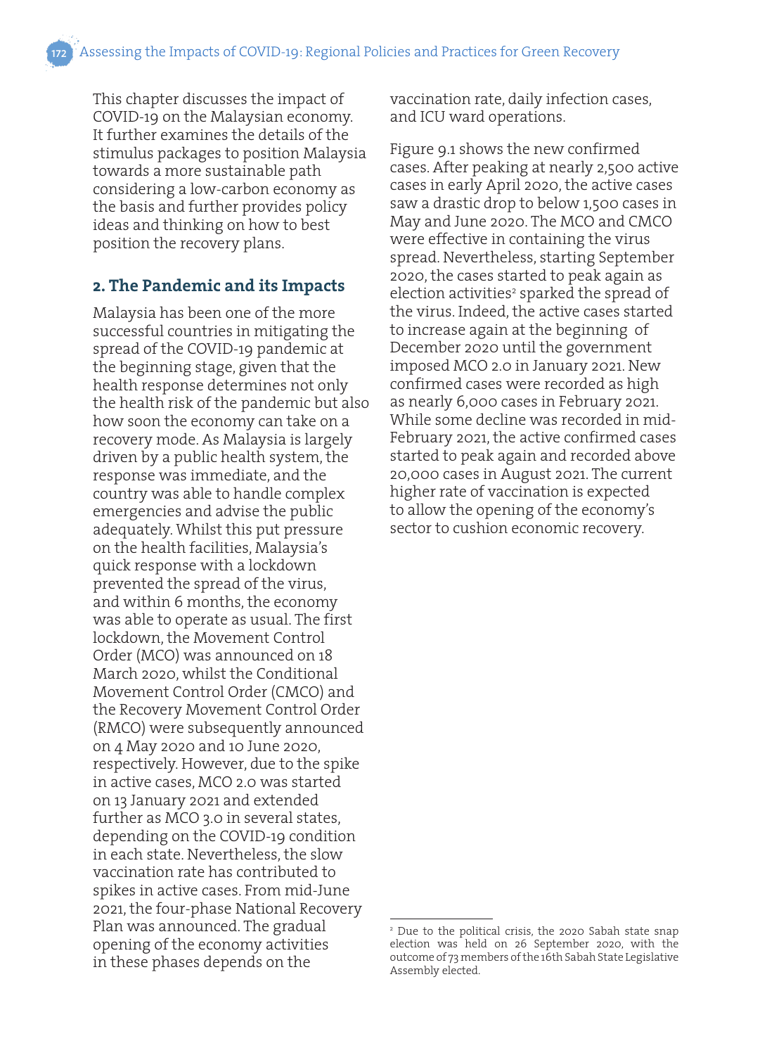This chapter discusses the impact of COVID-19 on the Malaysian economy. It further examines the details of the stimulus packages to position Malaysia towards a more sustainable path considering a low-carbon economy as the basis and further provides policy ideas and thinking on how to best position the recovery plans.

## 2. The Pandemic and its Impacts

Malaysia has been one of the more successful countries in mitigating the spread of the COVID-19 pandemic at the beginning stage, given that the health response determines not only the health risk of the pandemic but also how soon the economy can take on a recovery mode. As Malaysia is largely driven by a public health system, the response was immediate, and the country was able to handle complex emergencies and advise the public adequately. Whilst this put pressure on the health facilities, Malaysia's quick response with a lockdown prevented the spread of the virus, and within 6 months, the economy was able to operate as usual. The first lockdown, the Movement Control Order (MCO) was announced on 18 March 2020, whilst the Conditional Movement Control Order (CMCO) and the Recovery Movement Control Order (RMCO) were subsequently announced on 4 May 2020 and 10 June 2020, respectively. However, due to the spike in active cases, MCO 2.0 was started on 13 January 2021 and extended further as MCO 3.0 in several states, depending on the COVID-19 condition in each state. Nevertheless, the slow vaccination rate has contributed to spikes in active cases. From mid-June 2021, the four-phase National Recovery Plan was announced. The gradual opening of the economy activities in these phases depends on the vaccination rate, daily infection cases, and ICU ward operations.

Figure 9.1 shows the new confirmed cases. After peaking at nearly 2,500 active cases in early April 2020, the active cases saw a drastic drop to below 1,500 cases in May and June 2020. The MCO and CMCO were effective in containing the virus spread. Nevertheless, starting September 2020, the cases started to peak again as election activities[2] sparked the spread of the virus. Indeed, the active cases started to increase again at the beginning of December 2020 until the government imposed MCO 2.0 in January 2021. New confirmed cases were recorded as high as nearly 6,000 cases in February 2021. While some decline was recorded in mid-February 2021, the active confirmed cases started to peak again and recorded above 20,000 cases in August 2021. The current higher rate of vaccination is expected to allow the opening of the economy's sector to cushion economic recovery.

[2] Due to the political crisis, the 2020 Sabah state snap election was held on 26 September 2020, with the outcome of 73 members of the 16th Sabah State Legislative Assembly elected.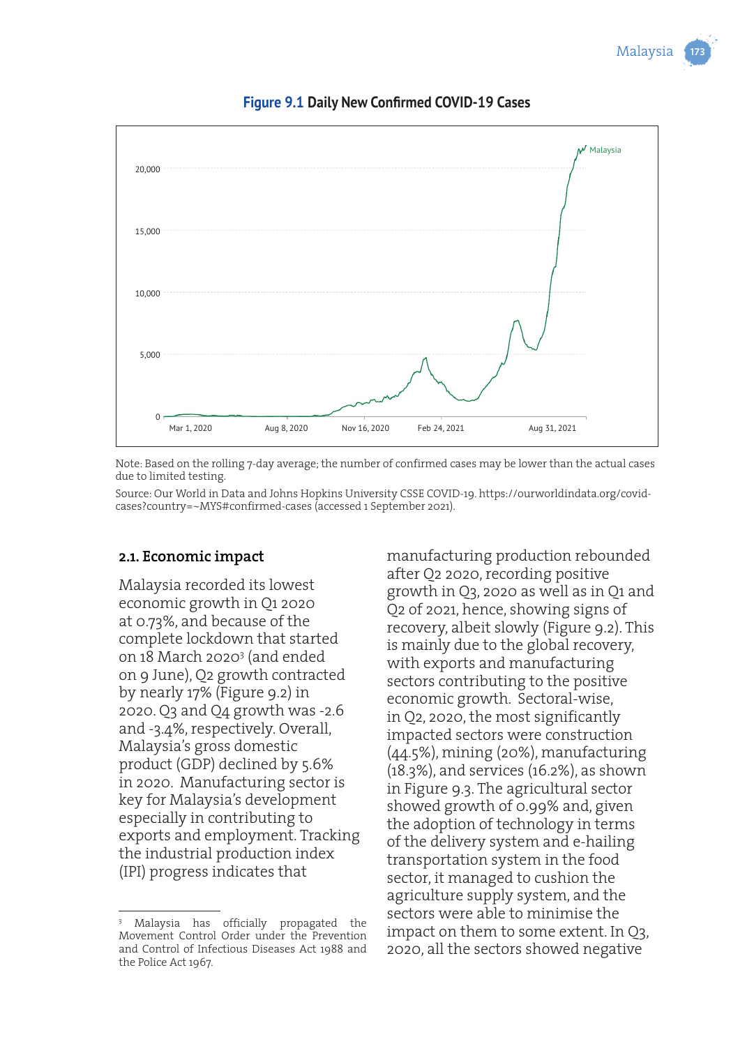**Figure 9.1** Daily New Confirmed COVID-19 Cases

Note: Based on the rolling 7-day average; the number of confirmed cases may be lower than the actual cases due to limited testing.

Source: Our World in Data and Johns Hopkins University CSSE COVID-19. https://ourworldindata.org/covid-cases?country=~MYS#confirmed-cases (accessed 1 September 2021).

### 2.1. Economic impact

Malaysia recorded its lowest economic growth in Q1 2020 at 0.73%, and because of the complete lockdown that started on 18 March 2020[3] (and ended on 9 June), Q2 growth contracted by nearly 17% (Figure 9.2) in 2020. Q3 and Q4 growth was -2.6 and -3.4%, respectively. Overall, Malaysia's gross domestic product (GDP) declined by 5.6% in 2020. Manufacturing sector is key for Malaysia's development especially in contributing to exports and employment. Tracking the industrial production index (IPI) progress indicates that manufacturing production rebounded after Q2 2020, recording positive growth in Q3, 2020 as well as in Q1 and Q2 of 2021, hence, showing signs of recovery, albeit slowly (Figure 9.2). This is mainly due to the global recovery, with exports and manufacturing sectors contributing to the positive economic growth. Sectoral-wise, in Q2, 2020, the most significantly impacted sectors were construction (44.5%), mining (20%), manufacturing (18.3%), and services (16.2%), as shown in Figure 9.3. The agricultural sector showed growth of 0.99% and, given the adoption of technology in terms of the delivery system and e-hailing transportation system in the food sector, it managed to cushion the agriculture supply system, and the sectors were able to minimise the impact on them to some extent. In Q3, 2020, all the sectors showed negative

[3] Malaysia has officially propagated the Movement Control Order under the Prevention and Control of Infectious Diseases Act 1988 and the Police Act 1967.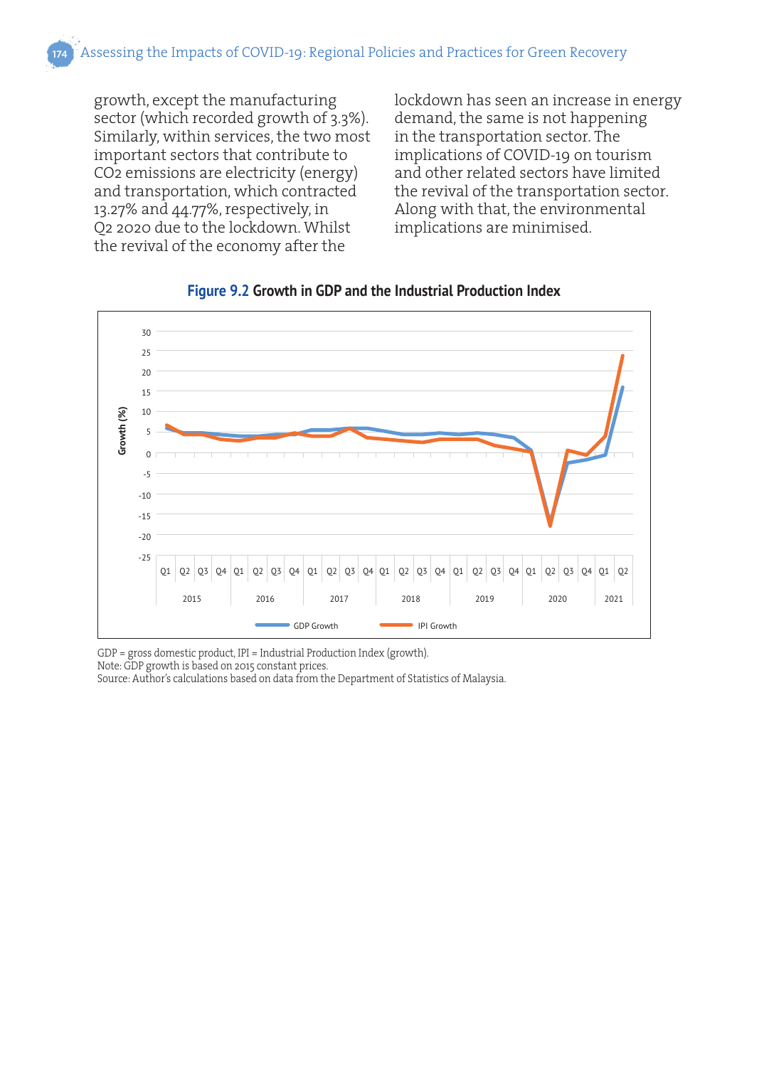growth, except the manufacturing sector (which recorded growth of 3.3%). Similarly, within services, the two most important sectors that contribute to $CO_2$ emissions are electricity (energy) and transportation, which contracted 13.27% and 44.77%, respectively, in Q2 2020 due to the lockdown. Whilst the revival of the economy after the lockdown has seen an increase in energy demand, the same is not happening in the transportation sector. The implications of COVID-19 on tourism and other related sectors have limited the revival of the transportation sector. Along with that, the environmental implications are minimised.

**Figure 9.2 Growth in GDP and the Industrial Production Index**

GDP = gross domestic product, IPI = Industrial Production Index (growth).
Note: GDP growth is based on 2015 constant prices.
Source: Author's calculations based on data from the Department of Statistics of Malaysia.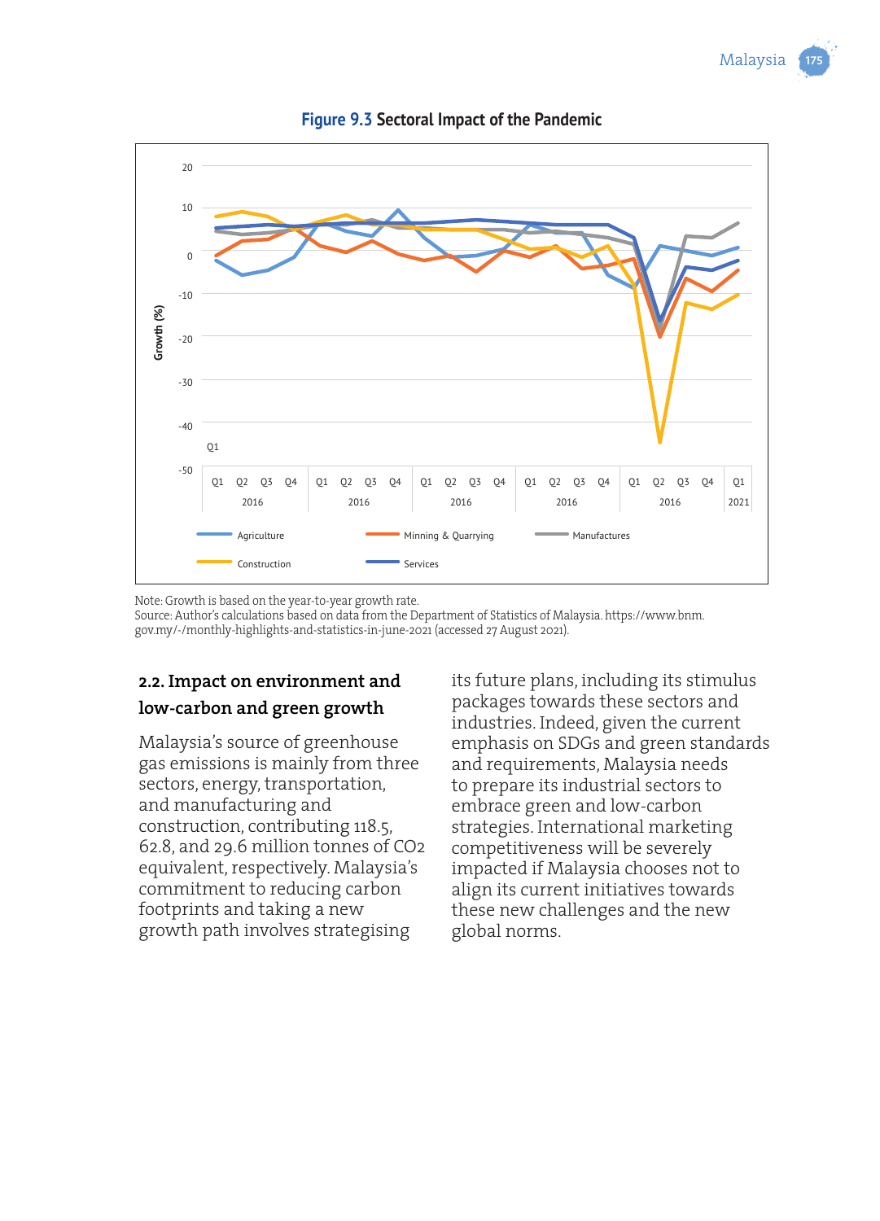**Figure 9.3 Sectoral Impact of the Pandemic**

Note: Growth is based on the year-to-year growth rate.
Source: Author's calculations based on data from the Department of Statistics of Malaysia. https://www.bnm.gov.my/-/monthly-highlights-and-statistics-in-june-2021 (accessed 27 August 2021).

### 2.2. Impact on environment and low-carbon and green growth

Malaysia's source of greenhouse gas emissions is mainly from three sectors, energy, transportation, and manufacturing and construction, contributing 118.5, 62.8, and 29.6 million tonnes of $CO_2$ equivalent, respectively. Malaysia's commitment to reducing carbon footprints and taking a new growth path involves strategising its future plans, including its stimulus packages towards these sectors and industries. Indeed, given the current emphasis on SDGs and green standards and requirements, Malaysia needs to prepare its industrial sectors to embrace green and low-carbon strategies. International marketing competitiveness will be severely impacted if Malaysia chooses not to align its current initiatives towards these new challenges and the new global norms.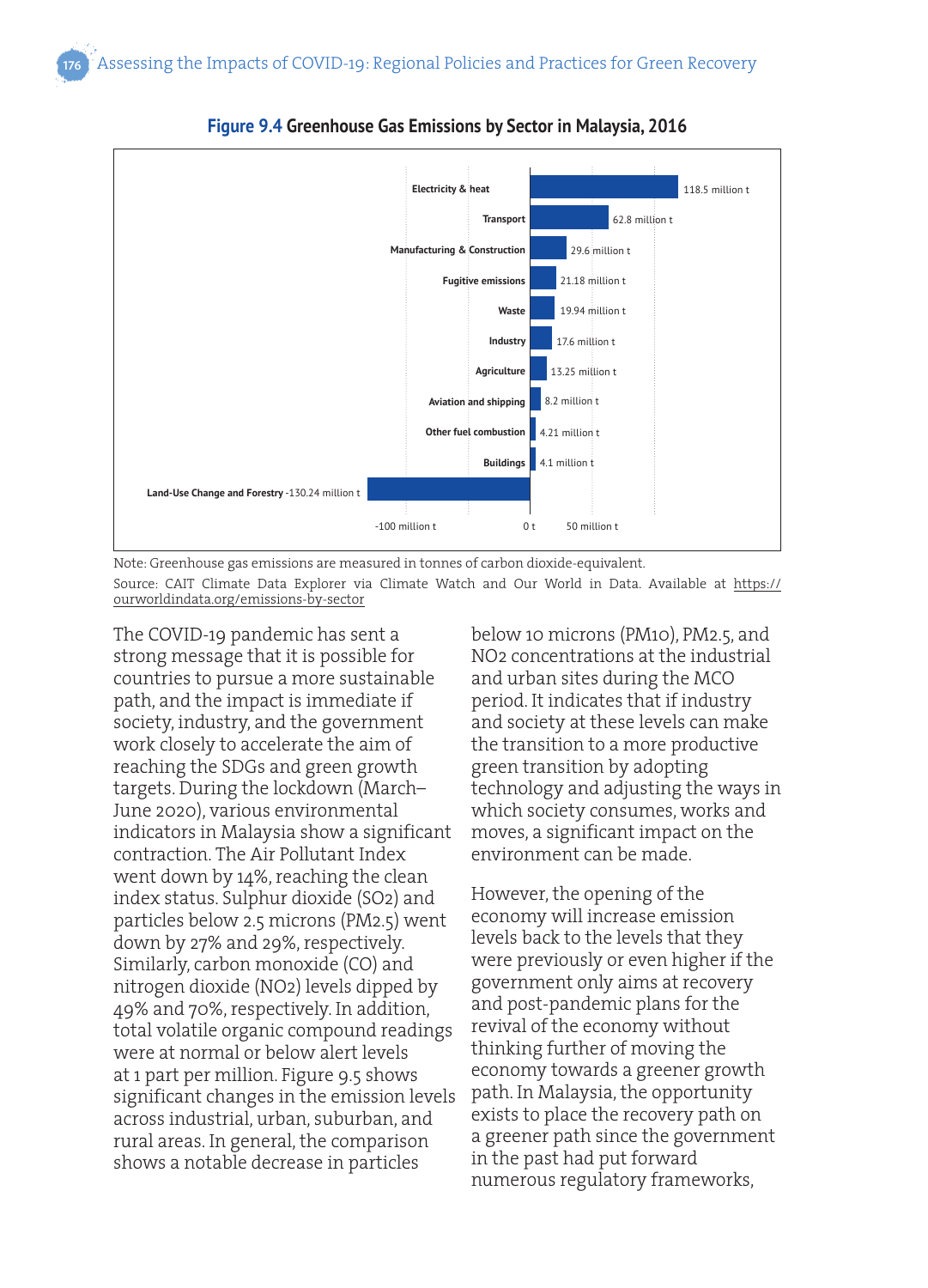**Figure 9.4** Greenhouse Gas Emissions by Sector in Malaysia, 2016

| Sector | Emissions |
|---|---|
| Electricity & heat | 118.5 million t |
| Transport | 62.8 million t |
| Manufacturing & Construction | 29.6 million t |
| Fugitive emissions | 21.18 million t |
| Waste | 19.94 million t |
| Industry | 17.6 million t |
| Agriculture | 13.25 million t |
| Aviation and shipping | 8.2 million t |
| Other fuel combustion | 4.21 million t |
| Buildings | 4.1 million t |
| Land-Use Change and Forestry | -130.24 million t |

Note: Greenhouse gas emissions are measured in tonnes of carbon dioxide-equivalent.

Source: CAIT Climate Data Explorer via Climate Watch and Our World in Data. Available at https://ourworldindata.org/emissions-by-sector

The COVID-19 pandemic has sent a strong message that it is possible for countries to pursue a more sustainable path, and the impact is immediate if society, industry, and the government work closely to accelerate the aim of reaching the SDGs and green growth targets. During the lockdown (March–June 2020), various environmental indicators in Malaysia show a significant contraction. The Air Pollutant Index went down by 14%, reaching the clean index status. Sulphur dioxide ($SO_2$) and particles below 2.5 microns (PM2.5) went down by 27% and 29%, respectively. Similarly, carbon monoxide (CO) and nitrogen dioxide ($NO_2$) levels dipped by 49% and 70%, respectively. In addition, total volatile organic compound readings were at normal or below alert levels at 1 part per million. Figure 9.5 shows significant changes in the emission levels across industrial, urban, suburban, and rural areas. In general, the comparison shows a notable decrease in particles below 10 microns (PM10), PM2.5, and $NO_2$ concentrations at the industrial and urban sites during the MCO period. It indicates that if industry and society at these levels can make the transition to a more productive green transition by adopting technology and adjusting the ways in which society consumes, works and moves, a significant impact on the environment can be made.

However, the opening of the economy will increase emission levels back to the levels that they were previously or even higher if the government only aims at recovery and post-pandemic plans for the revival of the economy without thinking further of moving the economy towards a greener growth path. In Malaysia, the opportunity exists to place the recovery path on a greener path since the government in the past had put forward numerous regulatory frameworks,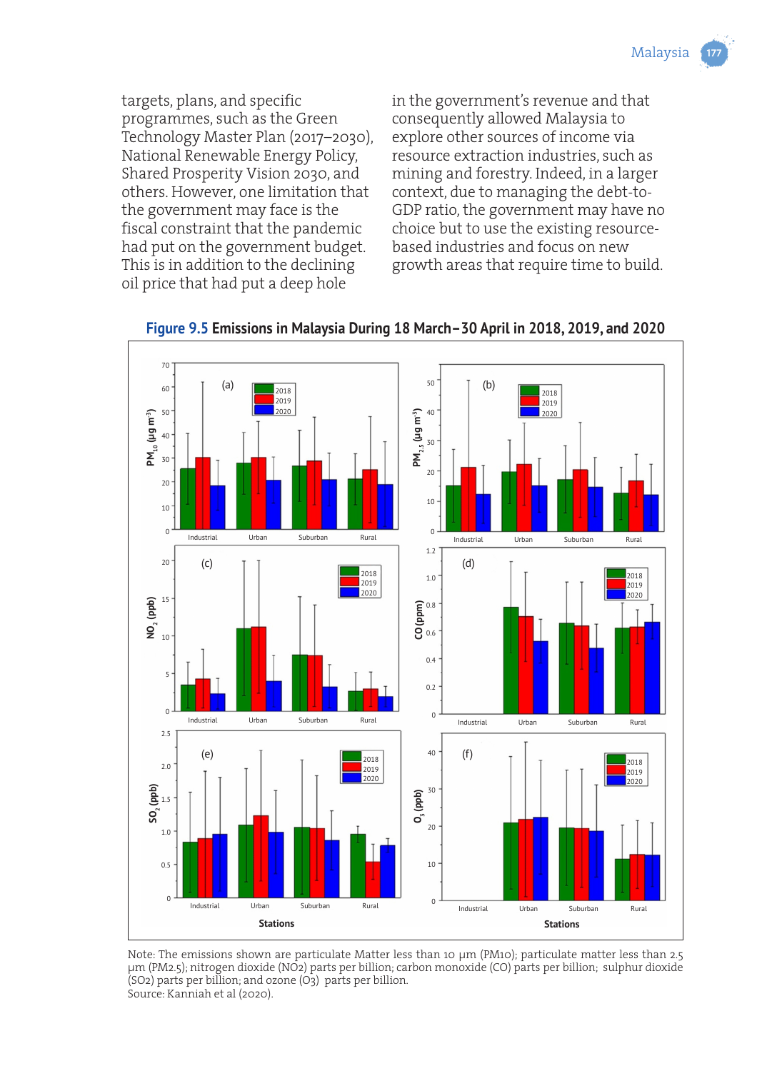targets, plans, and specific programmes, such as the Green Technology Master Plan (2017–2030), National Renewable Energy Policy, Shared Prosperity Vision 2030, and others. However, one limitation that the government may face is the fiscal constraint that the pandemic had put on the government budget. This is in addition to the declining oil price that had put a deep hole in the government's revenue and that consequently allowed Malaysia to explore other sources of income via resource extraction industries, such as mining and forestry. Indeed, in a larger context, due to managing the debt-to-GDP ratio, the government may have no choice but to use the existing resource-based industries and focus on new growth areas that require time to build.

**Figure 9.5 Emissions in Malaysia During 18 March–30 April in 2018, 2019, and 2020**

Note: The emissions shown are particulate Matter less than 10 μm (PM10); particulate matter less than 2.5 μm (PM2.5); nitrogen dioxide (NO2) parts per billion; carbon monoxide (CO) parts per billion; sulphur dioxide (SO2) parts per billion; and ozone (O3) parts per billion.
Source: Kanniah et al (2020).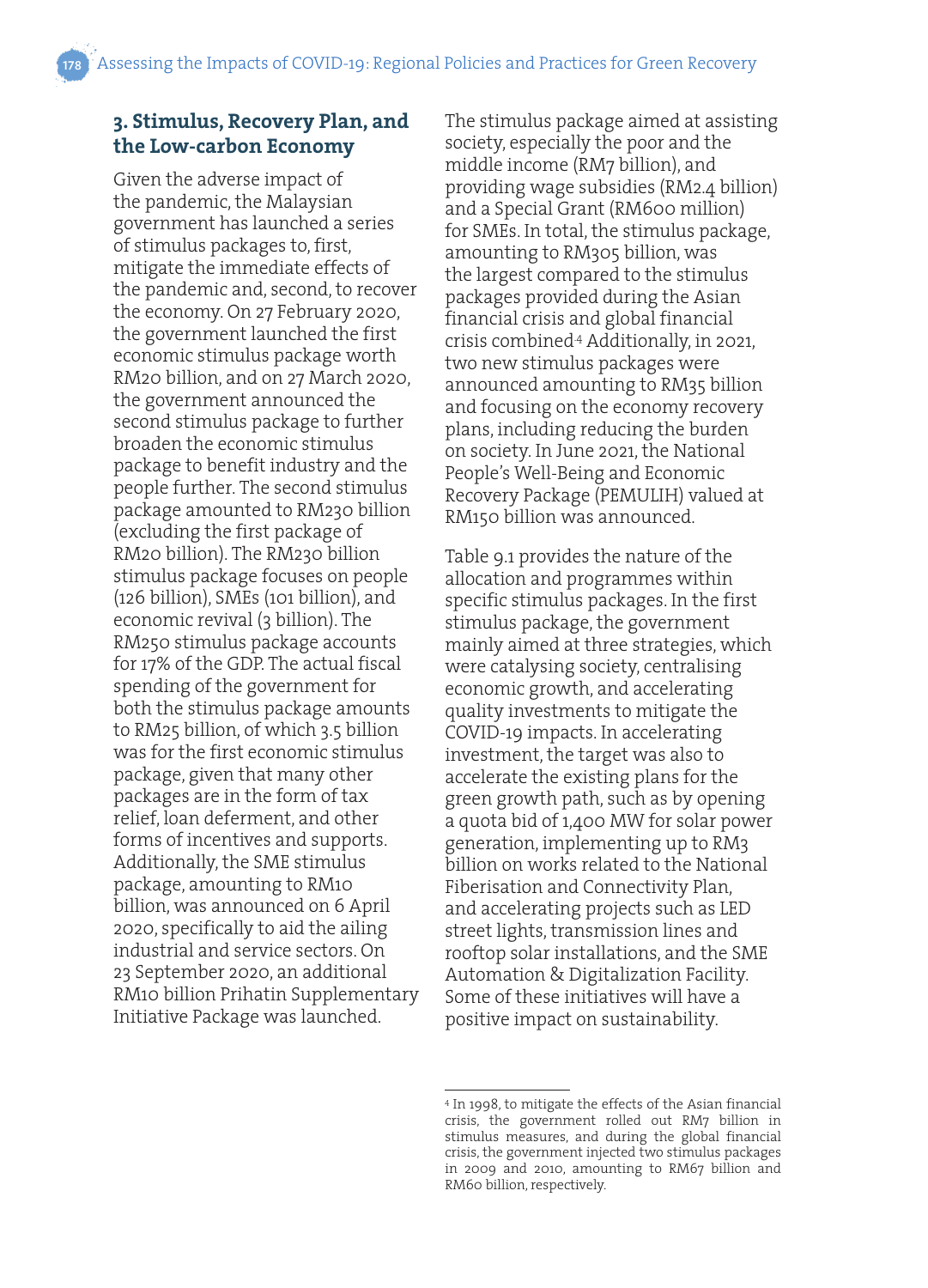## 3. Stimulus, Recovery Plan, and the Low-carbon Economy

Given the adverse impact of the pandemic, the Malaysian government has launched a series of stimulus packages to, first, mitigate the immediate effects of the pandemic and, second, to recover the economy. On 27 February 2020, the government launched the first economic stimulus package worth RM20 billion, and on 27 March 2020, the government announced the second stimulus package to further broaden the economic stimulus package to benefit industry and the people further. The second stimulus package amounted to RM230 billion (excluding the first package of RM20 billion). The RM230 billion stimulus package focuses on people (126 billion), SMEs (101 billion), and economic revival (3 billion). The RM250 stimulus package accounts for 17% of the GDP. The actual fiscal spending of the government for both the stimulus package amounts to RM25 billion, of which 3.5 billion was for the first economic stimulus package, given that many other packages are in the form of tax relief, loan deferment, and other forms of incentives and supports. Additionally, the SME stimulus package, amounting to RM10 billion, was announced on 6 April 2020, specifically to aid the ailing industrial and service sectors. On 23 September 2020, an additional RM10 billion Prihatin Supplementary Initiative Package was launched.

The stimulus package aimed at assisting society, especially the poor and the middle income (RM7 billion), and providing wage subsidies (RM2.4 billion) and a Special Grant (RM600 million) for SMEs. In total, the stimulus package, amounting to RM305 billion, was the largest compared to the stimulus packages provided during the Asian financial crisis and global financial crisis combined[4] Additionally, in 2021, two new stimulus packages were announced amounting to RM35 billion and focusing on the economy recovery plans, including reducing the burden on society. In June 2021, the National People's Well-Being and Economic Recovery Package (PEMULIH) valued at RM150 billion was announced.

Table 9.1 provides the nature of the allocation and programmes within specific stimulus packages. In the first stimulus package, the government mainly aimed at three strategies, which were catalysing society, centralising economic growth, and accelerating quality investments to mitigate the COVID-19 impacts. In accelerating investment, the target was also to accelerate the existing plans for the green growth path, such as by opening a quota bid of 1,400 MW for solar power generation, implementing up to RM3 billion on works related to the National Fiberisation and Connectivity Plan, and accelerating projects such as LED street lights, transmission lines and rooftop solar installations, and the SME Automation & Digitalization Facility. Some of these initiatives will have a positive impact on sustainability.

[4] In 1998, to mitigate the effects of the Asian financial crisis, the government rolled out RM7 billion in stimulus measures, and during the global financial crisis, the government injected two stimulus packages in 2009 and 2010, amounting to RM67 billion and RM60 billion, respectively.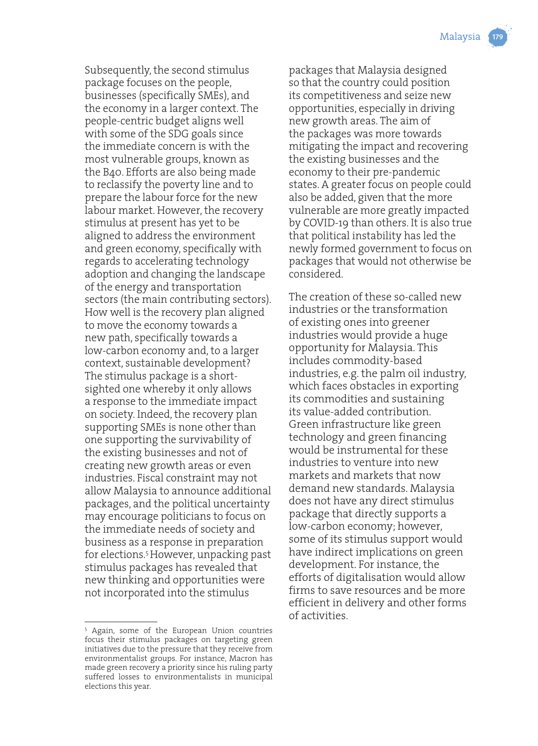Subsequently, the second stimulus package focuses on the people, businesses (specifically SMEs), and the economy in a larger context. The people-centric budget aligns well with some of the SDG goals since the immediate concern is with the most vulnerable groups, known as the B40. Efforts are also being made to reclassify the poverty line and to prepare the labour force for the new labour market. However, the recovery stimulus at present has yet to be aligned to address the environment and green economy, specifically with regards to accelerating technology adoption and changing the landscape of the energy and transportation sectors (the main contributing sectors). How well is the recovery plan aligned to move the economy towards a new path, specifically towards a low-carbon economy and, to a larger context, sustainable development? The stimulus package is a short-sighted one whereby it only allows a response to the immediate impact on society. Indeed, the recovery plan supporting SMEs is none other than one supporting the survivability of the existing businesses and not of creating new growth areas or even industries. Fiscal constraint may not allow Malaysia to announce additional packages, and the political uncertainty may encourage politicians to focus on the immediate needs of society and business as a response in preparation for elections.[5] However, unpacking past stimulus packages has revealed that new thinking and opportunities were not incorporated into the stimulus packages that Malaysia designed so that the country could position its competitiveness and seize new opportunities, especially in driving new growth areas. The aim of the packages was more towards mitigating the impact and recovering the existing businesses and the economy to their pre-pandemic states. A greater focus on people could also be added, given that the more vulnerable are more greatly impacted by COVID-19 than others. It is also true that political instability has led the newly formed government to focus on packages that would not otherwise be considered.

The creation of these so-called new industries or the transformation of existing ones into greener industries would provide a huge opportunity for Malaysia. This includes commodity-based industries, e.g. the palm oil industry, which faces obstacles in exporting its commodities and sustaining its value-added contribution. Green infrastructure like green technology and green financing would be instrumental for these industries to venture into new markets and markets that now demand new standards. Malaysia does not have any direct stimulus package that directly supports a low-carbon economy; however, some of its stimulus support would have indirect implications on green development. For instance, the efforts of digitalisation would allow firms to save resources and be more efficient in delivery and other forms of activities.

---

[5] Again, some of the European Union countries focus their stimulus packages on targeting green initiatives due to the pressure that they receive from environmentalist groups. For instance, Macron has made green recovery a priority since his ruling party suffered losses to environmentalists in municipal elections this year.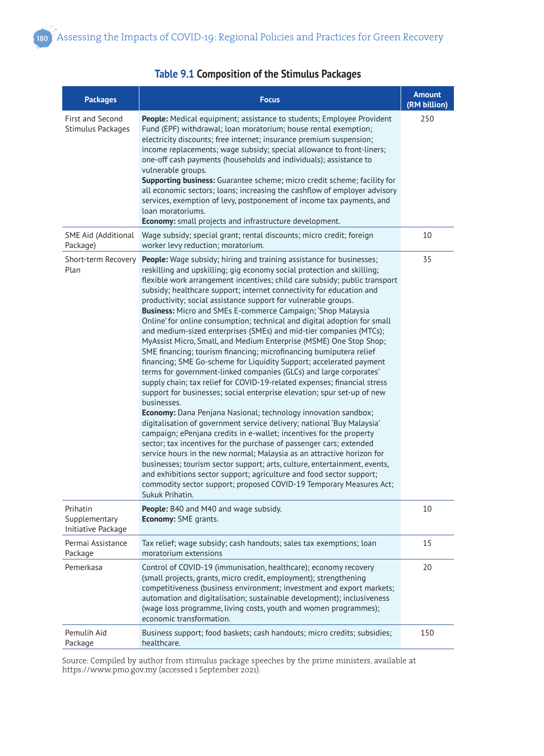**Table 9.1 Composition of the Stimulus Packages**

| Packages | Focus | Amount (RM billion) |
|---|---|---|
| First and Second Stimulus Packages | **People:** Medical equipment; assistance to students; Employee Provident Fund (EPF) withdrawal; loan moratorium; house rental exemption; electricity discounts; free internet; insurance premium suspension; income replacements; wage subsidy; special allowance to front-liners; one-off cash payments (households and individuals); assistance to vulnerable groups. **Supporting business:** Guarantee scheme; micro credit scheme; facility for all economic sectors; loans; increasing the cashflow of employer advisory services, exemption of levy, postponement of income tax payments, and loan moratoriums. **Economy:** small projects and infrastructure development. | 250 |
| SME Aid (Additional Package) | Wage subsidy; special grant; rental discounts; micro credit; foreign worker levy reduction; moratorium. | 10 |
| Short-term Recovery Plan | **People:** Wage subsidy; hiring and training assistance for businesses; reskilling and upskilling; gig economy social protection and skilling; flexible work arrangement incentives; child care subsidy; public transport subsidy; healthcare support; internet connectivity for education and productivity; social assistance support for vulnerable groups. **Business:** Micro and SMEs E-commerce Campaign; 'Shop Malaysia Online' for online consumption; technical and digital adoption for small and medium-sized enterprises (SMEs) and mid-tier companies (MTCs); MyAssist Micro, Small, and Medium Enterprise (MSME) One Stop Shop; SME financing; tourism financing; microfinancing bumiputera relief financing; SME Go-scheme for Liquidity Support; accelerated payment terms for government-linked companies (GLCs) and large corporates' supply chain; tax relief for COVID-19-related expenses; financial stress support for businesses; social enterprise elevation; spur set-up of new businesses. **Economy:** Dana Penjana Nasional; technology innovation sandbox; digitalisation of government service delivery; national 'Buy Malaysia' campaign; ePenjana credits in e-wallet; incentives for the property sector; tax incentives for the purchase of passenger cars; extended service hours in the new normal; Malaysia as an attractive horizon for businesses; tourism sector support; arts, culture, entertainment, events, and exhibitions sector support; agriculture and food sector support; commodity sector support; proposed COVID-19 Temporary Measures Act; Sukuk Prihatin. | 35 |
| Prihatin Supplementary Initiative Package | **People:** B40 and M40 and wage subsidy. **Economy:** SME grants. | 10 |
| Permai Assistance Package | Tax relief; wage subsidy; cash handouts; sales tax exemptions; loan moratorium extensions | 15 |
| Pemerkasa | Control of COVID-19 (immunisation, healthcare); economy recovery (small projects, grants, micro credit, employment); strengthening competitiveness (business environment; investment and export markets; automation and digitalisation; sustainable development); inclusiveness (wage loss programme, living costs, youth and women programmes); economic transformation. | 20 |
| Pemulih Aid Package | Business support; food baskets; cash handouts; micro credits; subsidies; healthcare. | 150 |

Source: Compiled by author from stimulus package speeches by the prime ministers, available at https://www.pmo.gov.my (accessed 1 September 2021).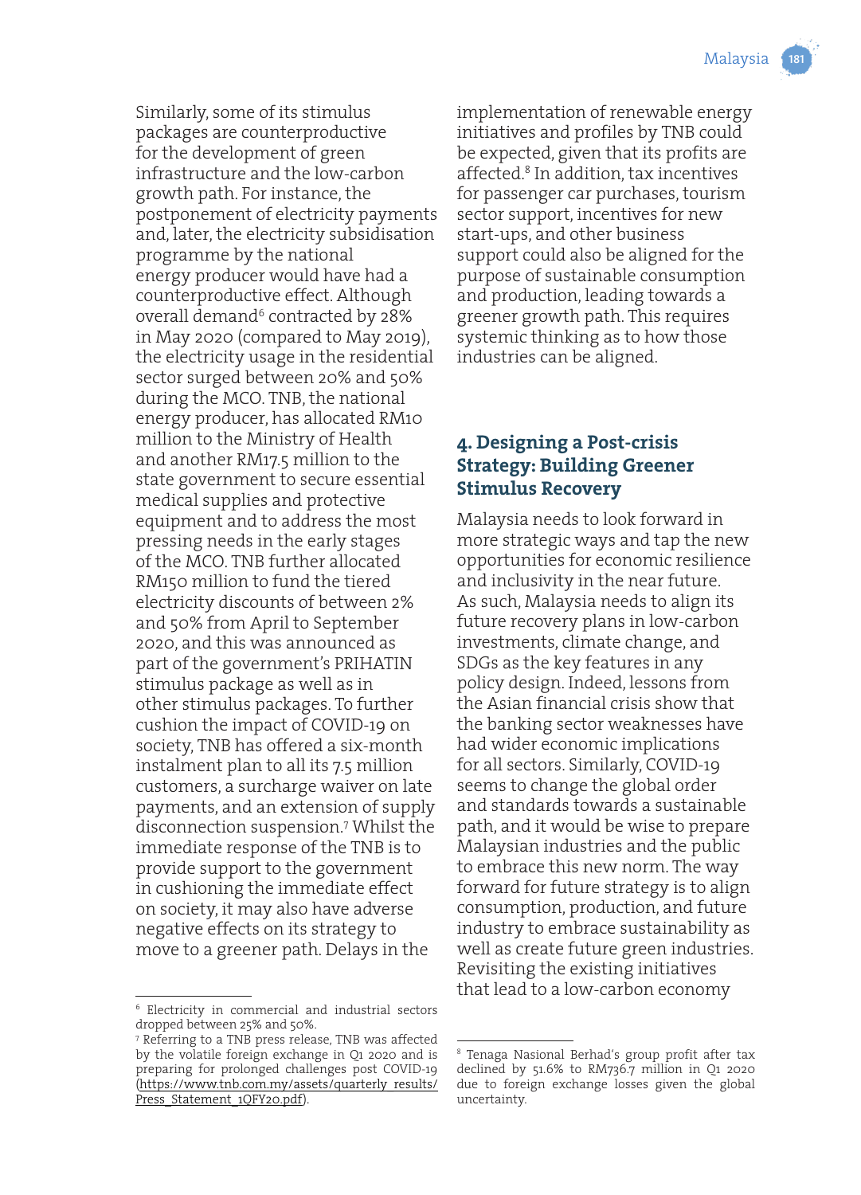Similarly, some of its stimulus packages are counterproductive for the development of green infrastructure and the low-carbon growth path. For instance, the postponement of electricity payments and, later, the electricity subsidisation programme by the national energy producer would have had a counterproductive effect. Although overall demand[6] contracted by 28% in May 2020 (compared to May 2019), the electricity usage in the residential sector surged between 20% and 50% during the MCO. TNB, the national energy producer, has allocated RM10 million to the Ministry of Health and another RM17.5 million to the state government to secure essential medical supplies and protective equipment and to address the most pressing needs in the early stages of the MCO. TNB further allocated RM150 million to fund the tiered electricity discounts of between 2% and 50% from April to September 2020, and this was announced as part of the government's PRIHATIN stimulus package as well as in other stimulus packages. To further cushion the impact of COVID-19 on society, TNB has offered a six-month instalment plan to all its 7.5 million customers, a surcharge waiver on late payments, and an extension of supply disconnection suspension.[7] Whilst the immediate response of the TNB is to provide support to the government in cushioning the immediate effect on society, it may also have adverse negative effects on its strategy to move to a greener path. Delays in the implementation of renewable energy initiatives and profiles by TNB could be expected, given that its profits are affected.[8] In addition, tax incentives for passenger car purchases, tourism sector support, incentives for new start-ups, and other business support could also be aligned for the purpose of sustainable consumption and production, leading towards a greener growth path. This requires systemic thinking as to how those industries can be aligned.

## 4. Designing a Post-crisis Strategy: Building Greener Stimulus Recovery

Malaysia needs to look forward in more strategic ways and tap the new opportunities for economic resilience and inclusivity in the near future. As such, Malaysia needs to align its future recovery plans in low-carbon investments, climate change, and SDGs as the key features in any policy design. Indeed, lessons from the Asian financial crisis show that the banking sector weaknesses have had wider economic implications for all sectors. Similarly, COVID-19 seems to change the global order and standards towards a sustainable path, and it would be wise to prepare Malaysian industries and the public to embrace this new norm. The way forward for future strategy is to align consumption, production, and future industry to embrace sustainability as well as create future green industries. Revisiting the existing initiatives that lead to a low-carbon economy

---

[6] Electricity in commercial and industrial sectors dropped between 25% and 50%.

[7] Referring to a TNB press release, TNB was affected by the volatile foreign exchange in Q1 2020 and is preparing for prolonged challenges post COVID-19 (https://www.tnb.com.my/assets/quarterly_results/Press_Statement_1QFY20.pdf).

[8] Tenaga Nasional Berhad's group profit after tax declined by 51.6% to RM736.7 million in Q1 2020 due to foreign exchange losses given the global uncertainty.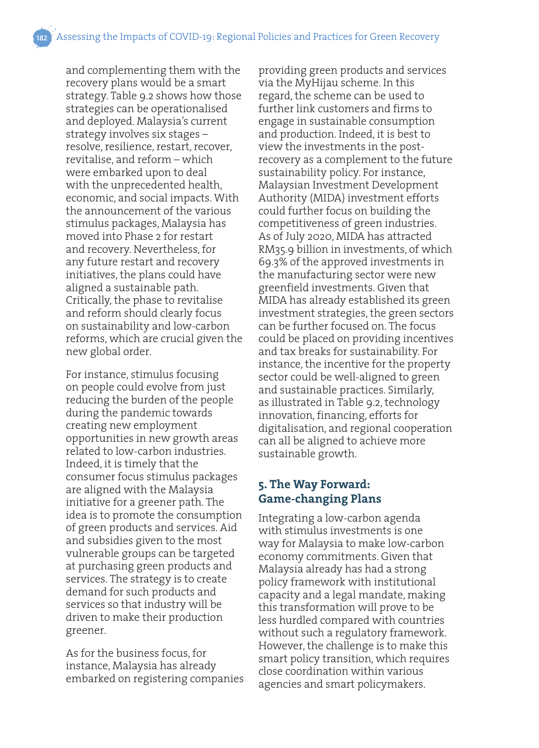and complementing them with the recovery plans would be a smart strategy. Table 9.2 shows how those strategies can be operationalised and deployed. Malaysia's current strategy involves six stages – resolve, resilience, restart, recover, revitalise, and reform – which were embarked upon to deal with the unprecedented health, economic, and social impacts. With the announcement of the various stimulus packages, Malaysia has moved into Phase 2 for restart and recovery. Nevertheless, for any future restart and recovery initiatives, the plans could have aligned a sustainable path. Critically, the phase to revitalise and reform should clearly focus on sustainability and low-carbon reforms, which are crucial given the new global order.

For instance, stimulus focusing on people could evolve from just reducing the burden of the people during the pandemic towards creating new employment opportunities in new growth areas related to low-carbon industries. Indeed, it is timely that the consumer focus stimulus packages are aligned with the Malaysia initiative for a greener path. The idea is to promote the consumption of green products and services. Aid and subsidies given to the most vulnerable groups can be targeted at purchasing green products and services. The strategy is to create demand for such products and services so that industry will be driven to make their production greener.

As for the business focus, for instance, Malaysia has already embarked on registering companies providing green products and services via the MyHijau scheme. In this regard, the scheme can be used to further link customers and firms to engage in sustainable consumption and production. Indeed, it is best to view the investments in the post-recovery as a complement to the future sustainability policy. For instance, Malaysian Investment Development Authority (MIDA) investment efforts could further focus on building the competitiveness of green industries. As of July 2020, MIDA has attracted RM35.9 billion in investments, of which 69.3% of the approved investments in the manufacturing sector were new greenfield investments. Given that MIDA has already established its green investment strategies, the green sectors can be further focused on. The focus could be placed on providing incentives and tax breaks for sustainability. For instance, the incentive for the property sector could be well-aligned to green and sustainable practices. Similarly, as illustrated in Table 9.2, technology innovation, financing, efforts for digitalisation, and regional cooperation can all be aligned to achieve more sustainable growth.

## 5. The Way Forward: Game-changing Plans

Integrating a low-carbon agenda with stimulus investments is one way for Malaysia to make low-carbon economy commitments. Given that Malaysia already has had a strong policy framework with institutional capacity and a legal mandate, making this transformation will prove to be less hurdled compared with countries without such a regulatory framework. However, the challenge is to make this smart policy transition, which requires close coordination within various agencies and smart policymakers.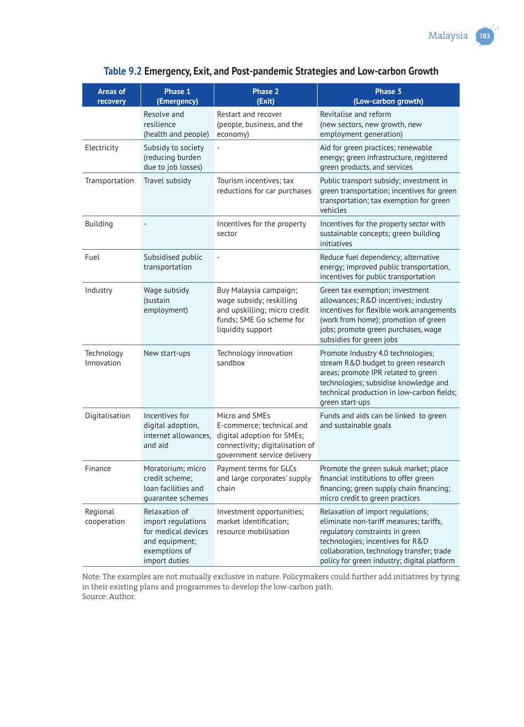**Table 9.2 Emergency, Exit, and Post-pandemic Strategies and Low-carbon Growth**

| Areas of recovery | Phase 1 (Emergency) | Phase 2 (Exit) | Phase 3 (Low-carbon growth) |
|---|---|---|---|
| | Resolve and resilience (health and people) | Restart and recover (people, business, and the economy) | Revitalise and reform (new sectors, new growth, new employment generation) |
| Electricity | Subsidy to society (reducing burden due to job losses) | - | Aid for green practices; renewable energy; green infrastructure, registered green products, and services |
| Transportation | Travel subsidy | Tourism incentives; tax reductions for car purchases | Public transport subsidy; investment in green transportation; incentives for green transportation; tax exemption for green vehicles |
| Building | - | Incentives for the property sector | Incentives for the property sector with sustainable concepts; green building initiatives |
| Fuel | Subsidised public transportation | - | Reduce fuel dependency; alternative energy; improved public transportation, incentives for public transportation |
| Industry | Wage subsidy (sustain employment) | Buy Malaysia campaign; wage subsidy; reskilling and upskilling; micro credit funds; SME Go scheme for liquidity support | Green tax exemption; investment allowances; R&D incentives; industry incentives for flexible work arrangements (work from home); promotion of green jobs; promote green purchases, wage subsidies for green jobs |
| Technology Innovation | New start-ups | Technology innovation sandbox | Promote Industry 4.0 technologies; stream R&D budget to green research areas; promote IPR related to green technologies; subsidise knowledge and technical production in low-carbon fields; green start-ups |
| Digitalisation | Incentives for digital adoption, internet allowances, and aid | Micro and SMEs E-commerce; technical and digital adoption for SMEs; connectivity; digitalisation of government service delivery | Funds and aids can be linked to green and sustainable goals |
| Finance | Moratorium; micro credit scheme; loan facilities and guarantee schemes | Payment terms for GLCs and large corporates' supply chain | Promote the green sukuk market; place financial institutions to offer green financing; green supply chain financing; micro credit to green practices |
| Regional cooperation | Relaxation of import regulations for medical devices and equipment; exemptions of import duties | Investment opportunities; market identification; resource mobilisation | Relaxation of import regulations; eliminate non-tariff measures; tariffs, regulatory constraints in green technologies; incentives for R&D collaboration, technology transfer; trade policy for green industry; digital platform |

Note: The examples are not mutually exclusive in nature. Policymakers could further add initiatives by tying in their existing plans and programmes to develop the low-carbon path.
Source: Author.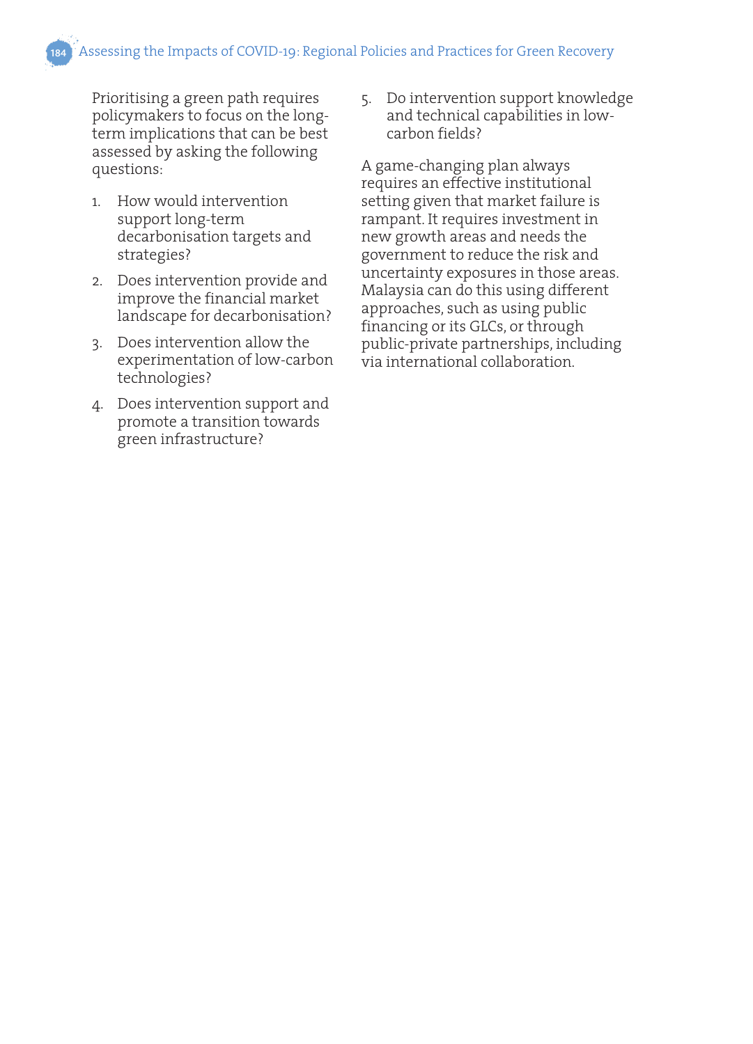Prioritising a green path requires policymakers to focus on the long-term implications that can be best assessed by asking the following questions:

1. How would intervention support long-term decarbonisation targets and strategies?
2. Does intervention provide and improve the financial market landscape for decarbonisation?
3. Does intervention allow the experimentation of low-carbon technologies?
4. Does intervention support and promote a transition towards green infrastructure?
5. Do intervention support knowledge and technical capabilities in low-carbon fields?

A game-changing plan always requires an effective institutional setting given that market failure is rampant. It requires investment in new growth areas and needs the government to reduce the risk and uncertainty exposures in those areas. Malaysia can do this using different approaches, such as using public financing or its GLCs, or through public-private partnerships, including via international collaboration.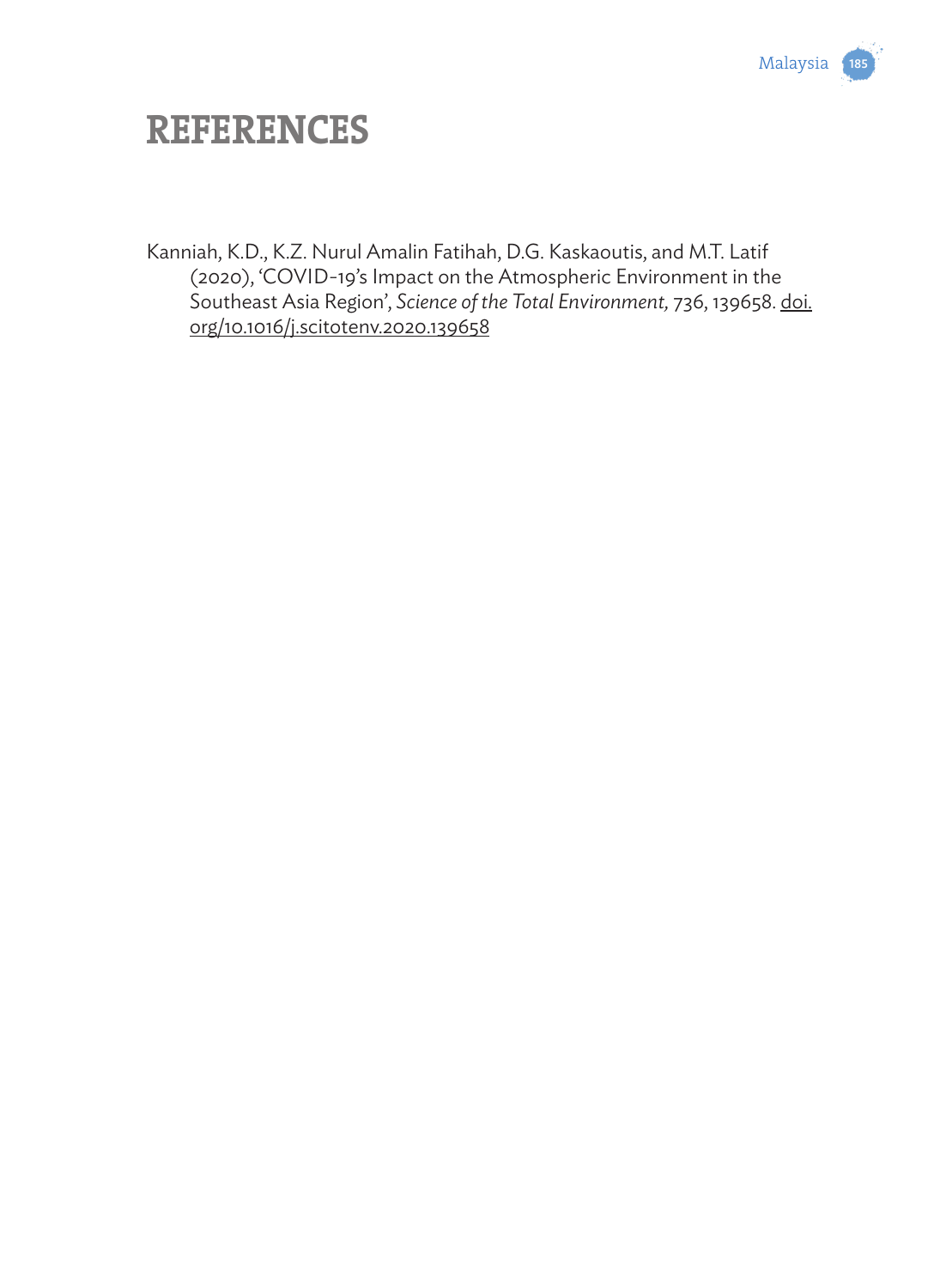# REFERENCES

Kanniah, K.D., K.Z. Nurul Amalin Fatihah, D.G. Kaskaoutis, and M.T. Latif (2020), 'COVID-19's Impact on the Atmospheric Environment in the Southeast Asia Region', *Science of the Total Environment,* 736, 139658. doi.org/10.1016/j.scitotenv.2020.139658